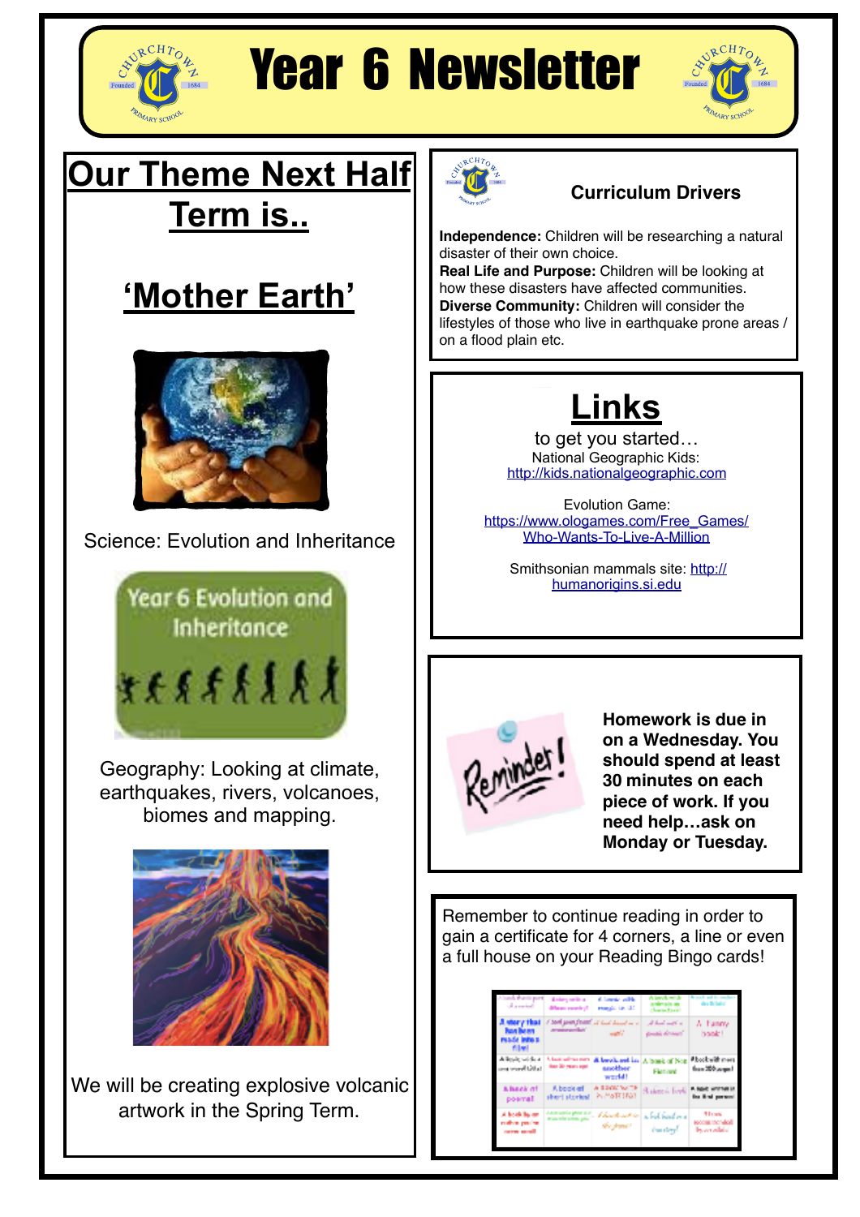# Year 6 Newsletter

## Our Theme Next Half Term is..

## 'Mother Earth'

Science: Evolution and Inheritance

Year 6 Evolution and Inheritance

Geography: Looking at climate, earthquakes, rivers, volcanoes, biomes and mapping.

We will be creating explosive volcanic artwork in the Spring Term.

### Curriculum Drivers

**Independence:** Children will be researching a natural disaster of their own choice.
**Real Life and Purpose:** Children will be looking at how these disasters have affected communities.
**Diverse Community:** Children will consider the lifestyles of those who live in earthquake prone areas / on a flood plain etc.

## Links

to get you started…

National Geographic Kids:
http://kids.nationalgeographic.com

Evolution Game:
https://www.ologames.com/Free_Games/Who-Wants-To-Live-A-Million

Smithsonian mammals site: http://humanorigins.si.edu

Reminder!

**Homework is due in on a Wednesday. You should spend at least 30 minutes on each piece of work. If you need help…ask on Monday or Tuesday.**

Remember to continue reading in order to gain a certificate for 4 corners, a line or even a full house on your Reading Bingo cards!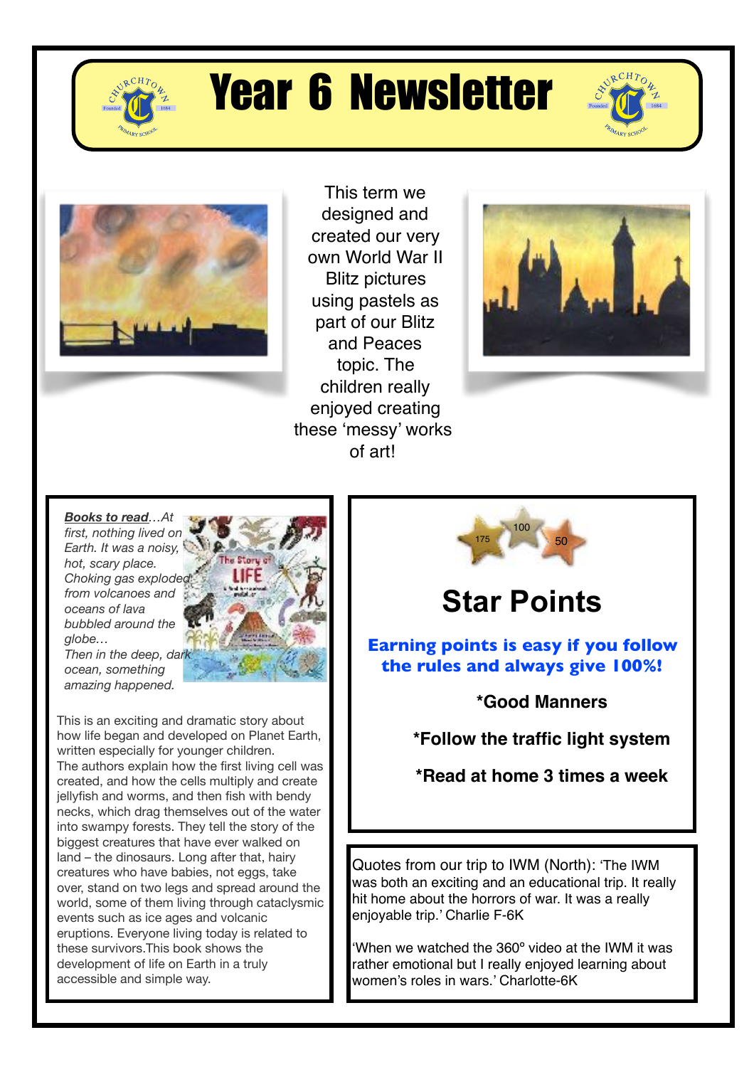# Year 6 Newsletter

This term we designed and created our very own World War II Blitz pictures using pastels as part of our Blitz and Peaces topic. The children really enjoyed creating these 'messy' works of art!

***Books to read**…At first, nothing lived on Earth. It was a noisy, hot, scary place. Choking gas exploded from volcanoes and oceans of lava bubbled around the globe… Then in the deep, dark ocean, something amazing happened.*

This is an exciting and dramatic story about how life began and developed on Planet Earth, written especially for younger children. The authors explain how the first living cell was created, and how the cells multiply and create jellyfish and worms, and then fish with bendy necks, which drag themselves out of the water into swampy forests. They tell the story of the biggest creatures that have ever walked on land – the dinosaurs. Long after that, hairy creatures who have babies, not eggs, take over, stand on two legs and spread around the world, some of them living through cataclysmic events such as ice ages and volcanic eruptions. Everyone living today is related to these survivors.This book shows the development of life on Earth in a truly accessible and simple way.

175 100 50

## Star Points

**Earning points is easy if you follow the rules and always give 100%!**

**\*Good Manners**

**\*Follow the traffic light system**

**\*Read at home 3 times a week**

Quotes from our trip to IWM (North): 'The IWM was both an exciting and an educational trip. It really hit home about the horrors of war. It was a really enjoyable trip.' Charlie F-6K

'When we watched the 360° video at the IWM it was rather emotional but I really enjoyed learning about women's roles in wars.' Charlotte-6K